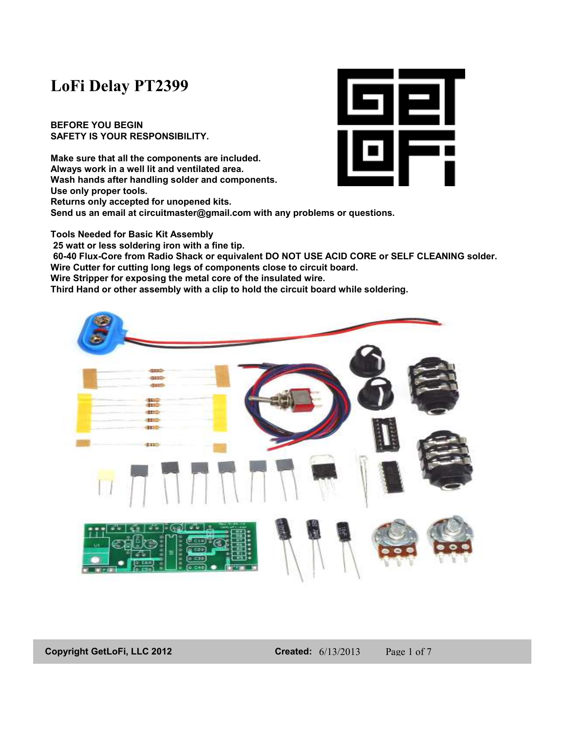# LoFi Delay PT2399

**BEFORE YOU BEGIN**
**SAFETY IS YOUR RESPONSIBILITY.**

**Make sure that all the components are included.**
**Always work in a well lit and ventilated area.**
**Wash hands after handling solder and components.**
**Use only proper tools.**
**Returns only accepted for unopened kits.**
**Send us an email at circuitmaster@gmail.com with any problems or questions.**

**Tools Needed for Basic Kit Assembly**
**25 watt or less soldering iron with a fine tip.**
**60-40 Flux-Core from Radio Shack or equivalent DO NOT USE ACID CORE or SELF CLEANING solder.**
**Wire Cutter for cutting long legs of components close to circuit board.**
**Wire Stripper for exposing the metal core of the insulated wire.**
**Third Hand or other assembly with a clip to hold the circuit board while soldering.**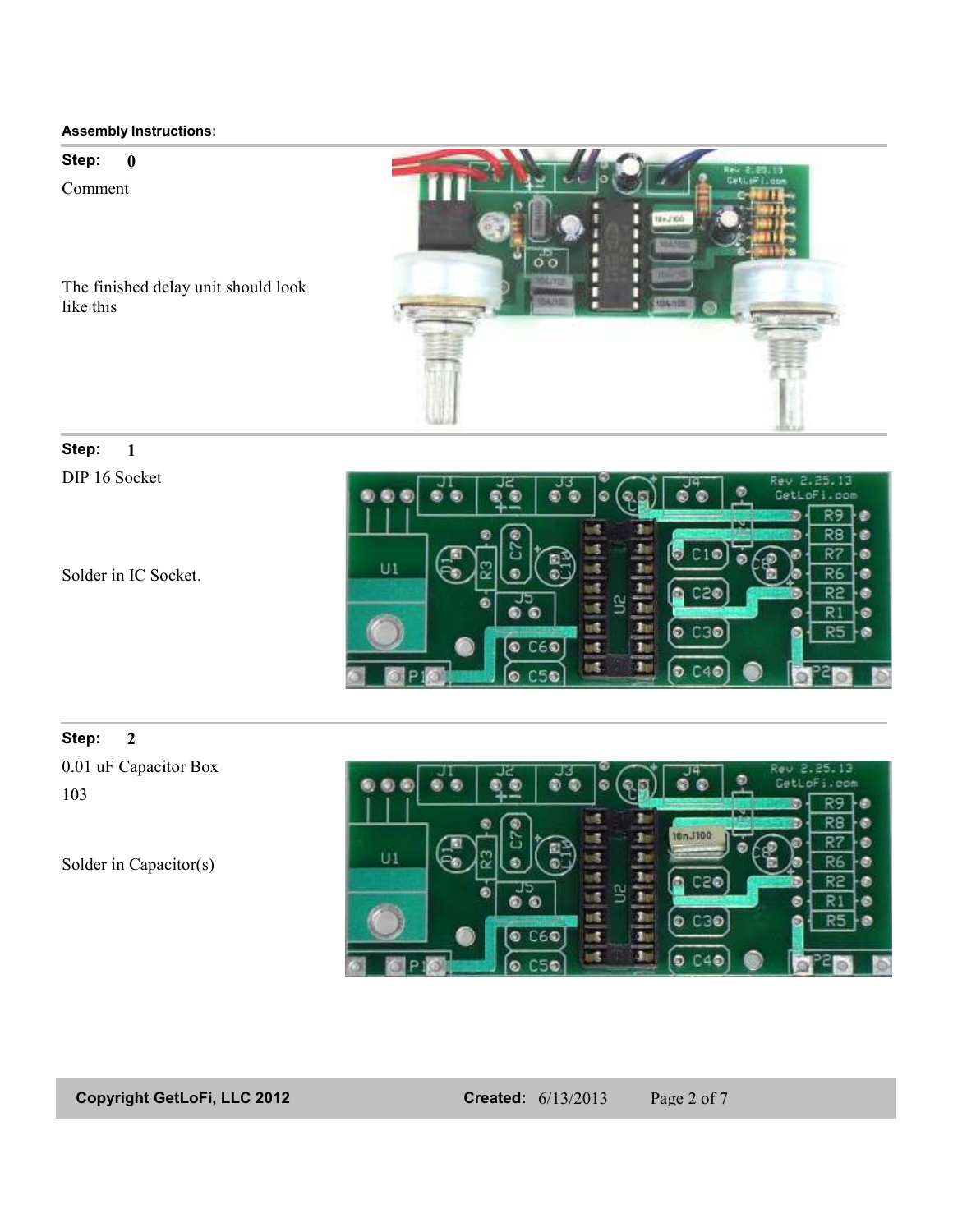**Assembly Instructions:**

---

**Step:** 0

Comment

The finished delay unit should look like this

---

**Step:** 1

DIP 16 Socket

Solder in IC Socket.

---

**Step:** 2

0.01 uF Capacitor Box

103

Solder in Capacitor(s)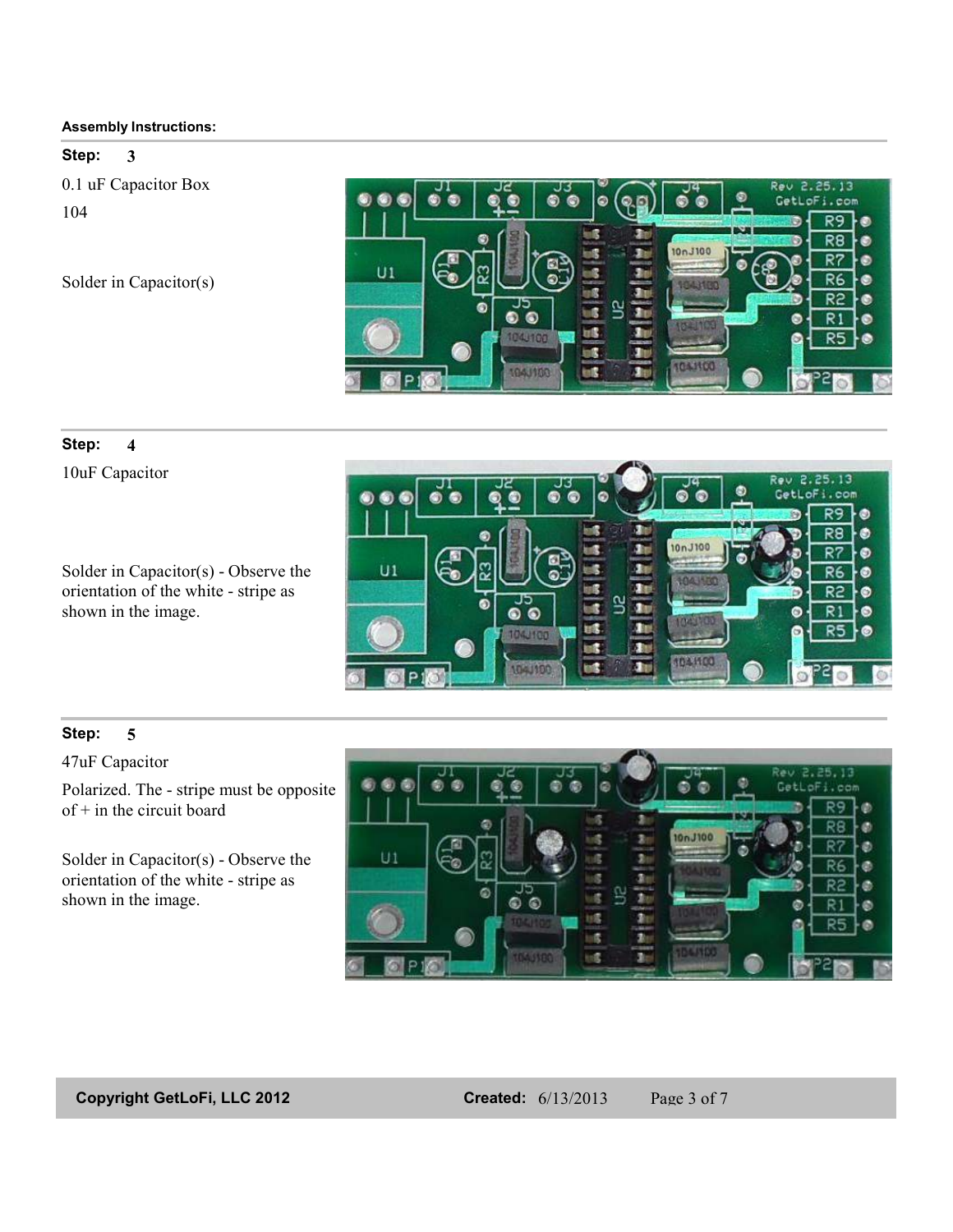**Assembly Instructions:**

**Step:** 3

0.1 uF Capacitor Box

104

Solder in Capacitor(s)

**Step:** 4

10uF Capacitor

Solder in Capacitor(s) - Observe the orientation of the white - stripe as shown in the image.

**Step:** 5

47uF Capacitor

Polarized. The - stripe must be opposite of + in the circuit board

Solder in Capacitor(s) - Observe the orientation of the white - stripe as shown in the image.

**Copyright GetLoFi, LLC 2012** **Created:** 6/13/2013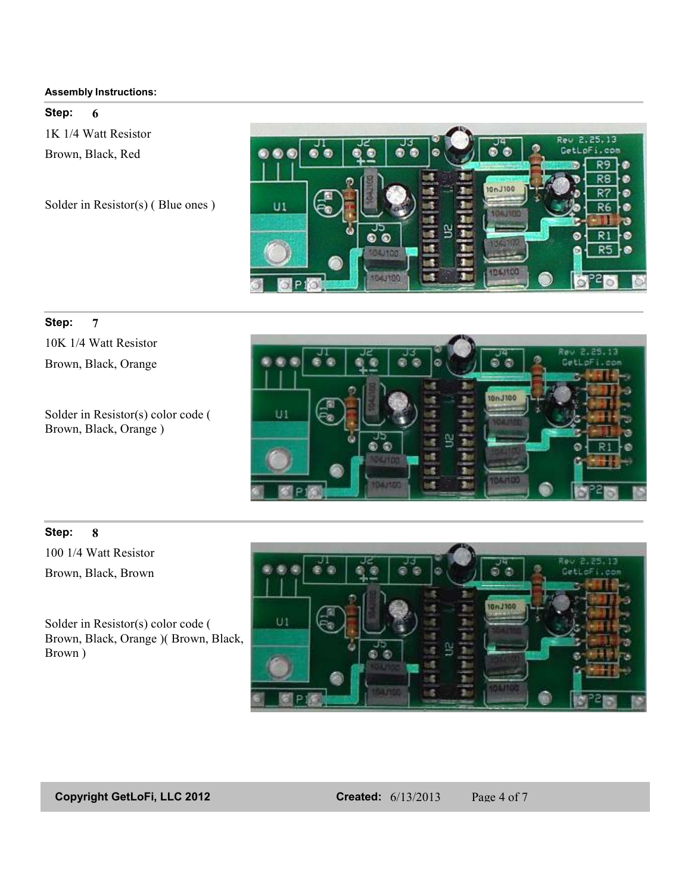**Assembly Instructions:**

**Step:** 6

1K 1/4 Watt Resistor

Brown, Black, Red

Solder in Resistor(s) ( Blue ones )

**Step:** 7

10K 1/4 Watt Resistor

Brown, Black, Orange

Solder in Resistor(s) color code ( Brown, Black, Orange )

**Step:** 8

100 1/4 Watt Resistor

Brown, Black, Brown

Solder in Resistor(s) color code ( Brown, Black, Orange )( Brown, Black, Brown )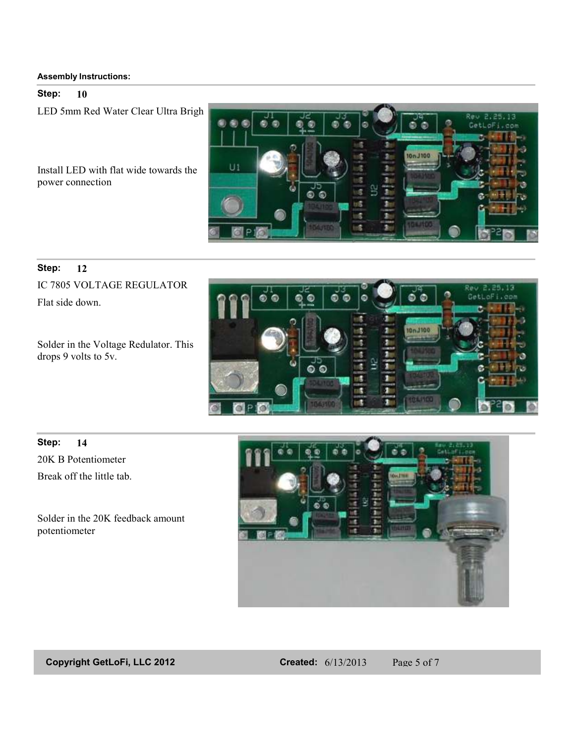**Assembly Instructions:**

**Step:** **10**

LED 5mm Red Water Clear Ultra Brigh

Install LED with flat wide towards the power connection

**Step:** **12**

IC 7805 VOLTAGE REGULATOR

Flat side down.

Solder in the Voltage Redulator. This drops 9 volts to 5v.

**Step:** **14**

20K B Potentiometer

Break off the little tab.

Solder in the 20K feedback amount potentiometer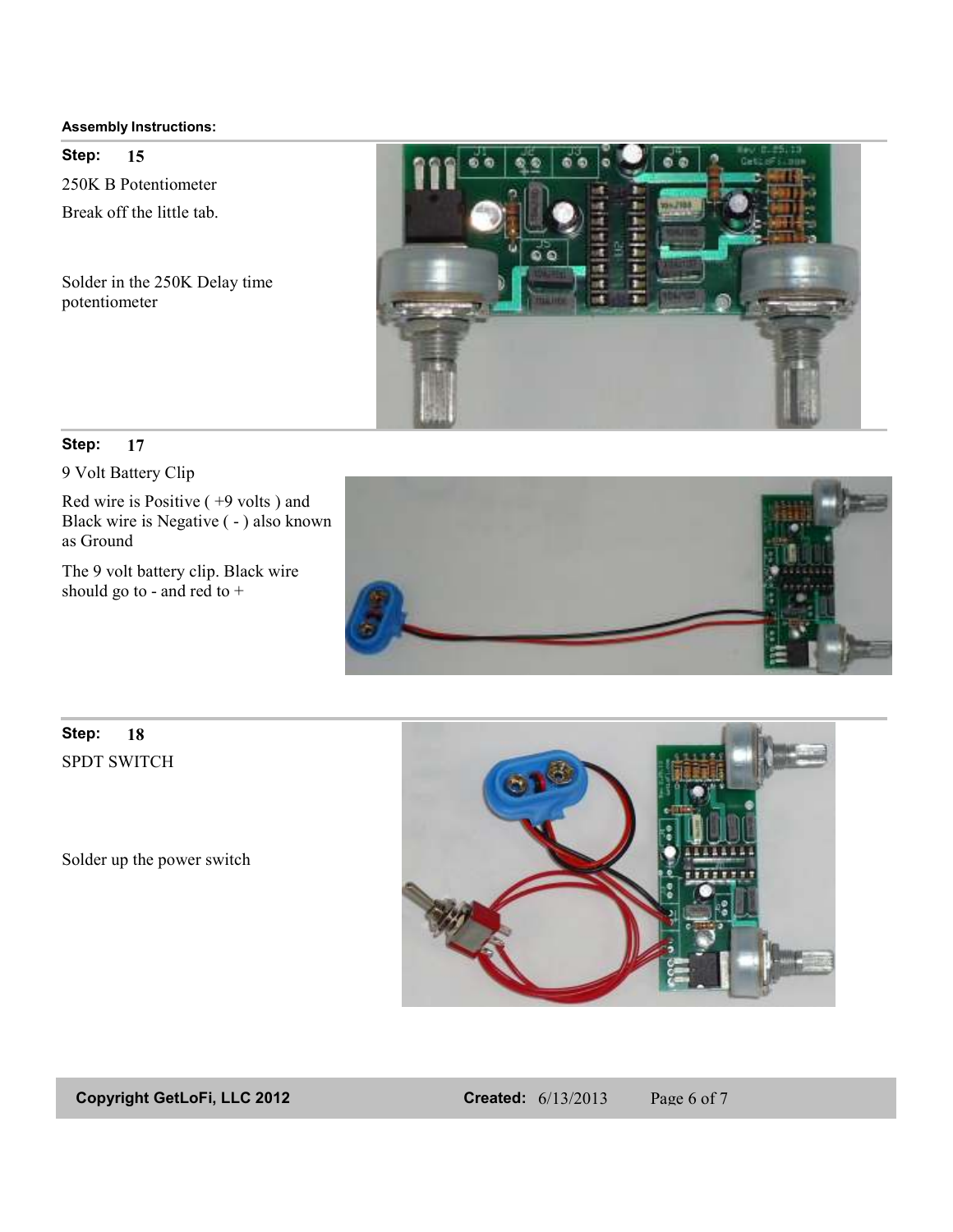**Assembly Instructions:**

**Step:** 15

250K B Potentiometer

Break off the little tab.

Solder in the 250K Delay time potentiometer

**Step:** 17

9 Volt Battery Clip

Red wire is Positive ( +9 volts ) and Black wire is Negative ( - ) also known as Ground

The 9 volt battery clip. Black wire should go to - and red to +

**Step:** 18

SPDT SWITCH

Solder up the power switch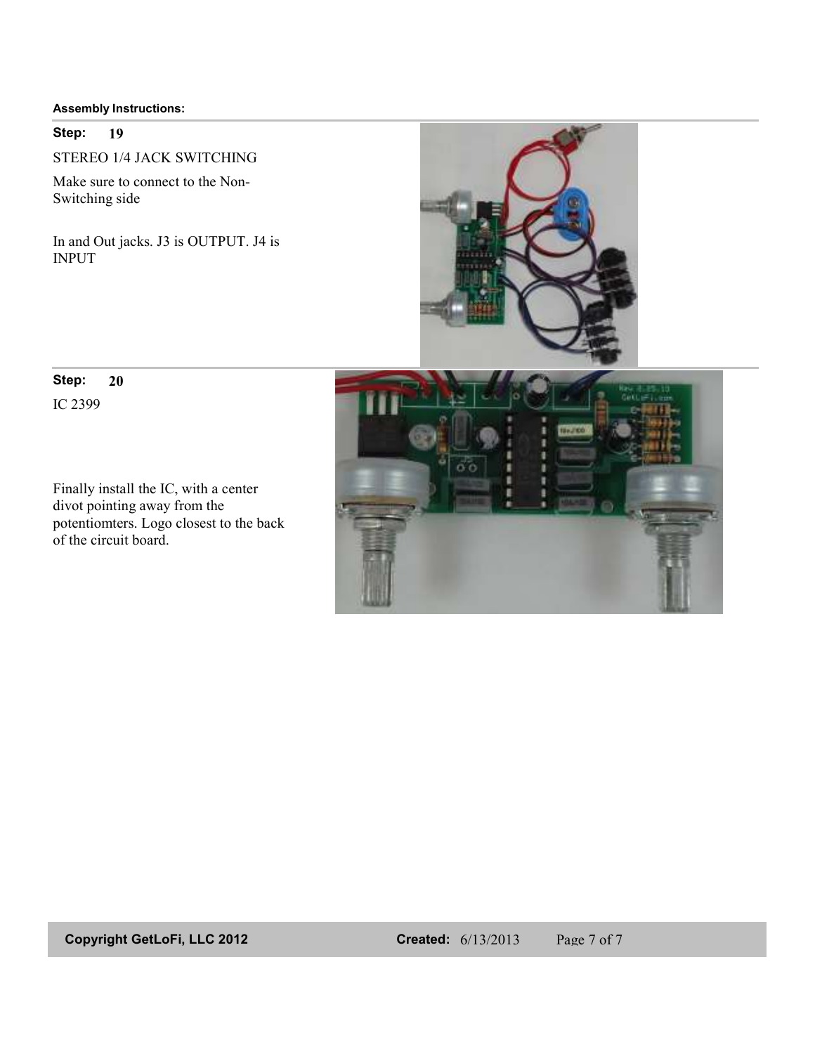**Assembly Instructions:**

**Step: 19**

STEREO 1/4 JACK SWITCHING

Make sure to connect to the Non-Switching side

In and Out jacks. J3 is OUTPUT. J4 is INPUT

**Step: 20**

IC 2399

Finally install the IC, with a center divot pointing away from the potentiomters. Logo closest to the back of the circuit board.